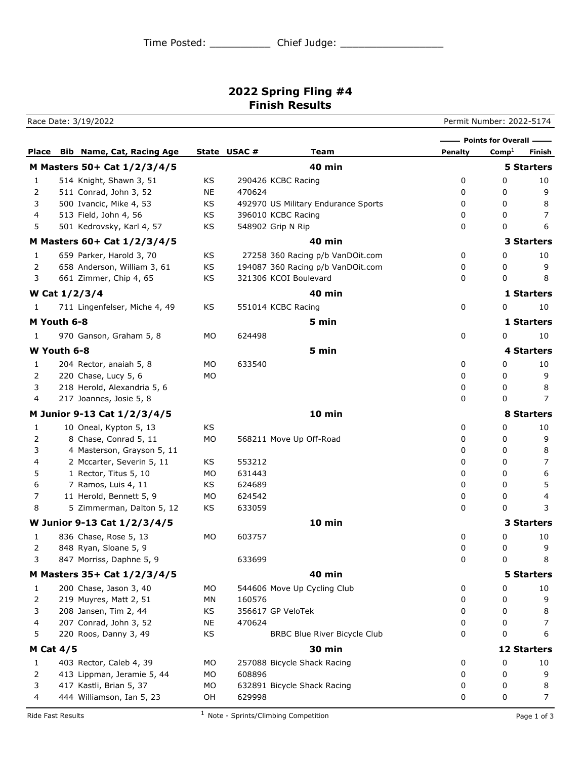Time Posted: __________ Chief Judge: ________________

# 2022 Spring Fling #4
## Finish Results

Race Date: 3/19/2022

Permit Number: 2022-5174

| Place | Bib | Name, Cat, Racing Age | State | USAC # | Team | Points for Overall — Penalty | Comp[1] | Finish |
|---|---|---|---|---|---|---|---|---|
| **M Masters 50+ Cat 1/2/3/4/5** | | | | | **40 min** | | | **5 Starters** |
| 1 | 514 | Knight, Shawn 3, 51 | KS | 290426 | KCBC Racing | 0 | 0 | 10 |
| 2 | 511 | Conrad, John 3, 52 | NE | 470624 | | 0 | 0 | 9 |
| 3 | 500 | Ivancic, Mike 4, 53 | KS | 492970 | US Military Endurance Sports | 0 | 0 | 8 |
| 4 | 513 | Field, John 4, 56 | KS | 396010 | KCBC Racing | 0 | 0 | 7 |
| 5 | 501 | Kedrovsky, Karl 4, 57 | KS | 548902 | Grip N Rip | 0 | 0 | 6 |
| **M Masters 60+ Cat 1/2/3/4/5** | | | | | **40 min** | | | **3 Starters** |
| 1 | 659 | Parker, Harold 3, 70 | KS | 27258 | 360 Racing p/b VanDOit.com | 0 | 0 | 10 |
| 2 | 658 | Anderson, William 3, 61 | KS | 194087 | 360 Racing p/b VanDOit.com | 0 | 0 | 9 |
| 3 | 661 | Zimmer, Chip 4, 65 | KS | 321306 | KCOI Boulevard | 0 | 0 | 8 |
| **W Cat 1/2/3/4** | | | | | **40 min** | | | **1 Starters** |
| 1 | 711 | Lingenfelser, Miche 4, 49 | KS | 551014 | KCBC Racing | 0 | 0 | 10 |
| **M Youth 6-8** | | | | | **5 min** | | | **1 Starters** |
| 1 | 970 | Ganson, Graham 5, 8 | MO | 624498 | | 0 | 0 | 10 |
| **W Youth 6-8** | | | | | **5 min** | | | **4 Starters** |
| 1 | 204 | Rector, anaiah 5, 8 | MO | 633540 | | 0 | 0 | 10 |
| 2 | 220 | Chase, Lucy 5, 6 | MO | | | 0 | 0 | 9 |
| 3 | 218 | Herold, Alexandria 5, 6 | | | | 0 | 0 | 8 |
| 4 | 217 | Joannes, Josie 5, 8 | | | | 0 | 0 | 7 |
| **M Junior 9-13 Cat 1/2/3/4/5** | | | | | **10 min** | | | **8 Starters** |
| 1 | 10 | Oneal, Kypton 5, 13 | KS | | | 0 | 0 | 10 |
| 2 | 8 | Chase, Conrad 5, 11 | MO | 568211 | Move Up Off-Road | 0 | 0 | 9 |
| 3 | 4 | Masterson, Grayson 5, 11 | | | | 0 | 0 | 8 |
| 4 | 2 | Mccarter, Severin 5, 11 | KS | 553212 | | 0 | 0 | 7 |
| 5 | 1 | Rector, Titus 5, 10 | MO | 631443 | | 0 | 0 | 6 |
| 6 | 7 | Ramos, Luis 4, 11 | KS | 624689 | | 0 | 0 | 5 |
| 7 | 11 | Herold, Bennett 5, 9 | MO | 624542 | | 0 | 0 | 4 |
| 8 | 5 | Zimmerman, Dalton 5, 12 | KS | 633059 | | 0 | 0 | 3 |
| **W Junior 9-13 Cat 1/2/3/4/5** | | | | | **10 min** | | | **3 Starters** |
| 1 | 836 | Chase, Rose 5, 13 | MO | 603757 | | 0 | 0 | 10 |
| 2 | 848 | Ryan, Sloane 5, 9 | | | | 0 | 0 | 9 |
| 3 | 847 | Morriss, Daphne 5, 9 | | 633699 | | 0 | 0 | 8 |
| **M Masters 35+ Cat 1/2/3/4/5** | | | | | **40 min** | | | **5 Starters** |
| 1 | 200 | Chase, Jason 3, 40 | MO | 544606 | Move Up Cycling Club | 0 | 0 | 10 |
| 2 | 219 | Muyres, Matt 2, 51 | MN | 160576 | | 0 | 0 | 9 |
| 3 | 208 | Jansen, Tim 2, 44 | KS | 356617 | GP VeloTek | 0 | 0 | 8 |
| 4 | 207 | Conrad, John 3, 52 | NE | 470624 | | 0 | 0 | 7 |
| 5 | 220 | Roos, Danny 3, 49 | KS | | BRBC Blue River Bicycle Club | 0 | 0 | 6 |
| **M Cat 4/5** | | | | | **30 min** | | | **12 Starters** |
| 1 | 403 | Rector, Caleb 4, 39 | MO | 257088 | Bicycle Shack Racing | 0 | 0 | 10 |
| 2 | 413 | Lippman, Jeramie 5, 44 | MO | 608896 | | 0 | 0 | 9 |
| 3 | 417 | Kastli, Brian 5, 37 | MO | 632891 | Bicycle Shack Racing | 0 | 0 | 8 |
| 4 | 444 | Williamson, Ian 5, 23 | OH | 629998 | | 0 | 0 | 7 |

Ride Fast Results

[1] Note - Sprints/Climbing Competition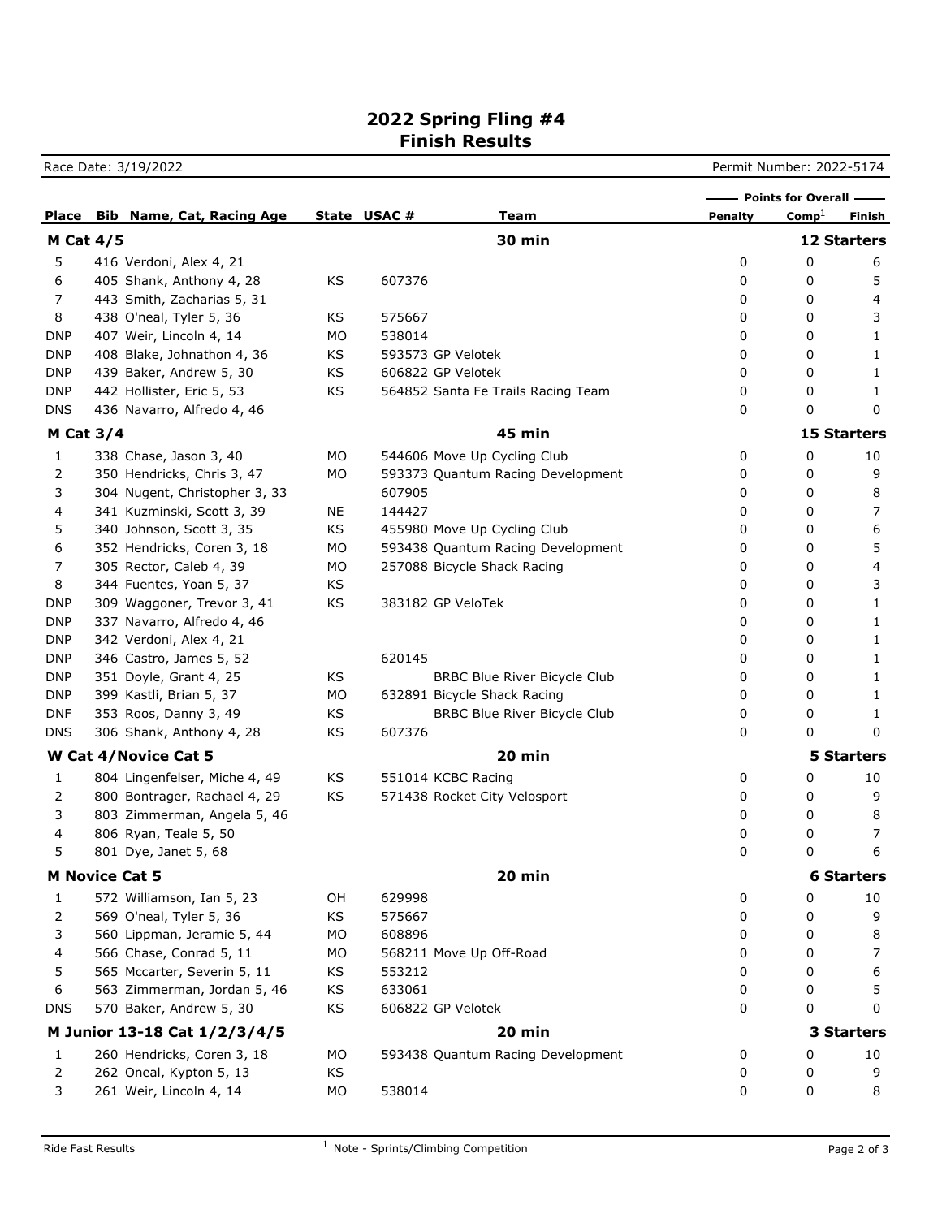# 2022 Spring Fling #4
## Finish Results

Race Date: 3/19/2022 Permit Number: 2022-5174

| Place | Bib | Name, Cat, Racing Age | State | USAC # | Team | Points for Overall: Penalty | Comp[1] | Finish |
|---|---|---|---|---|---|---|---|---|
| **M Cat 4/5** | | | | | **30 min** | | | **12 Starters** |
| 5 | 416 | Verdoni, Alex 4, 21 | | | | 0 | 0 | 6 |
| 6 | 405 | Shank, Anthony 4, 28 | KS | 607376 | | 0 | 0 | 5 |
| 7 | 443 | Smith, Zacharias 5, 31 | | | | 0 | 0 | 4 |
| 8 | 438 | O'neal, Tyler 5, 36 | KS | 575667 | | 0 | 0 | 3 |
| DNP | 407 | Weir, Lincoln 4, 14 | MO | 538014 | | 0 | 0 | 1 |
| DNP | 408 | Blake, Johnathon 4, 36 | KS | 593573 | GP Velotek | 0 | 0 | 1 |
| DNP | 439 | Baker, Andrew 5, 30 | KS | 606822 | GP Velotek | 0 | 0 | 1 |
| DNP | 442 | Hollister, Eric 5, 53 | KS | 564852 | Santa Fe Trails Racing Team | 0 | 0 | 1 |
| DNS | 436 | Navarro, Alfredo 4, 46 | | | | 0 | 0 | 0 |
| **M Cat 3/4** | | | | | **45 min** | | | **15 Starters** |
| 1 | 338 | Chase, Jason 3, 40 | MO | 544606 | Move Up Cycling Club | 0 | 0 | 10 |
| 2 | 350 | Hendricks, Chris 3, 47 | MO | 593373 | Quantum Racing Development | 0 | 0 | 9 |
| 3 | 304 | Nugent, Christopher 3, 33 | | 607905 | | 0 | 0 | 8 |
| 4 | 341 | Kuzminski, Scott 3, 39 | NE | 144427 | | 0 | 0 | 7 |
| 5 | 340 | Johnson, Scott 3, 35 | KS | 455980 | Move Up Cycling Club | 0 | 0 | 6 |
| 6 | 352 | Hendricks, Coren 3, 18 | MO | 593438 | Quantum Racing Development | 0 | 0 | 5 |
| 7 | 305 | Rector, Caleb 4, 39 | MO | 257088 | Bicycle Shack Racing | 0 | 0 | 4 |
| 8 | 344 | Fuentes, Yoan 5, 37 | KS | | | 0 | 0 | 3 |
| DNP | 309 | Waggoner, Trevor 3, 41 | KS | 383182 | GP VeloTek | 0 | 0 | 1 |
| DNP | 337 | Navarro, Alfredo 4, 46 | | | | 0 | 0 | 1 |
| DNP | 342 | Verdoni, Alex 4, 21 | | | | 0 | 0 | 1 |
| DNP | 346 | Castro, James 5, 52 | | 620145 | | 0 | 0 | 1 |
| DNP | 351 | Doyle, Grant 4, 25 | KS | | BRBC Blue River Bicycle Club | 0 | 0 | 1 |
| DNP | 399 | Kastli, Brian 5, 37 | MO | 632891 | Bicycle Shack Racing | 0 | 0 | 1 |
| DNF | 353 | Roos, Danny 3, 49 | KS | | BRBC Blue River Bicycle Club | 0 | 0 | 1 |
| DNS | 306 | Shank, Anthony 4, 28 | KS | 607376 | | 0 | 0 | 0 |
| **W Cat 4/Novice Cat 5** | | | | | **20 min** | | | **5 Starters** |
| 1 | 804 | Lingenfelser, Miche 4, 49 | KS | 551014 | KCBC Racing | 0 | 0 | 10 |
| 2 | 800 | Bontrager, Rachael 4, 29 | KS | 571438 | Rocket City Velosport | 0 | 0 | 9 |
| 3 | 803 | Zimmerman, Angela 5, 46 | | | | 0 | 0 | 8 |
| 4 | 806 | Ryan, Teale 5, 50 | | | | 0 | 0 | 7 |
| 5 | 801 | Dye, Janet 5, 68 | | | | 0 | 0 | 6 |
| **M Novice Cat 5** | | | | | **20 min** | | | **6 Starters** |
| 1 | 572 | Williamson, Ian 5, 23 | OH | 629998 | | 0 | 0 | 10 |
| 2 | 569 | O'neal, Tyler 5, 36 | KS | 575667 | | 0 | 0 | 9 |
| 3 | 560 | Lippman, Jeramie 5, 44 | MO | 608896 | | 0 | 0 | 8 |
| 4 | 566 | Chase, Conrad 5, 11 | MO | 568211 | Move Up Off-Road | 0 | 0 | 7 |
| 5 | 565 | Mccarter, Severin 5, 11 | KS | 553212 | | 0 | 0 | 6 |
| 6 | 563 | Zimmerman, Jordan 5, 46 | KS | 633061 | | 0 | 0 | 5 |
| DNS | 570 | Baker, Andrew 5, 30 | KS | 606822 | GP Velotek | 0 | 0 | 0 |
| **M Junior 13-18 Cat 1/2/3/4/5** | | | | | **20 min** | | | **3 Starters** |
| 1 | 260 | Hendricks, Coren 3, 18 | MO | 593438 | Quantum Racing Development | 0 | 0 | 10 |
| 2 | 262 | Oneal, Kypton 5, 13 | KS | | | 0 | 0 | 9 |
| 3 | 261 | Weir, Lincoln 4, 14 | MO | 538014 | | 0 | 0 | 8 |

Ride Fast Results

[1] Note - Sprints/Climbing Competition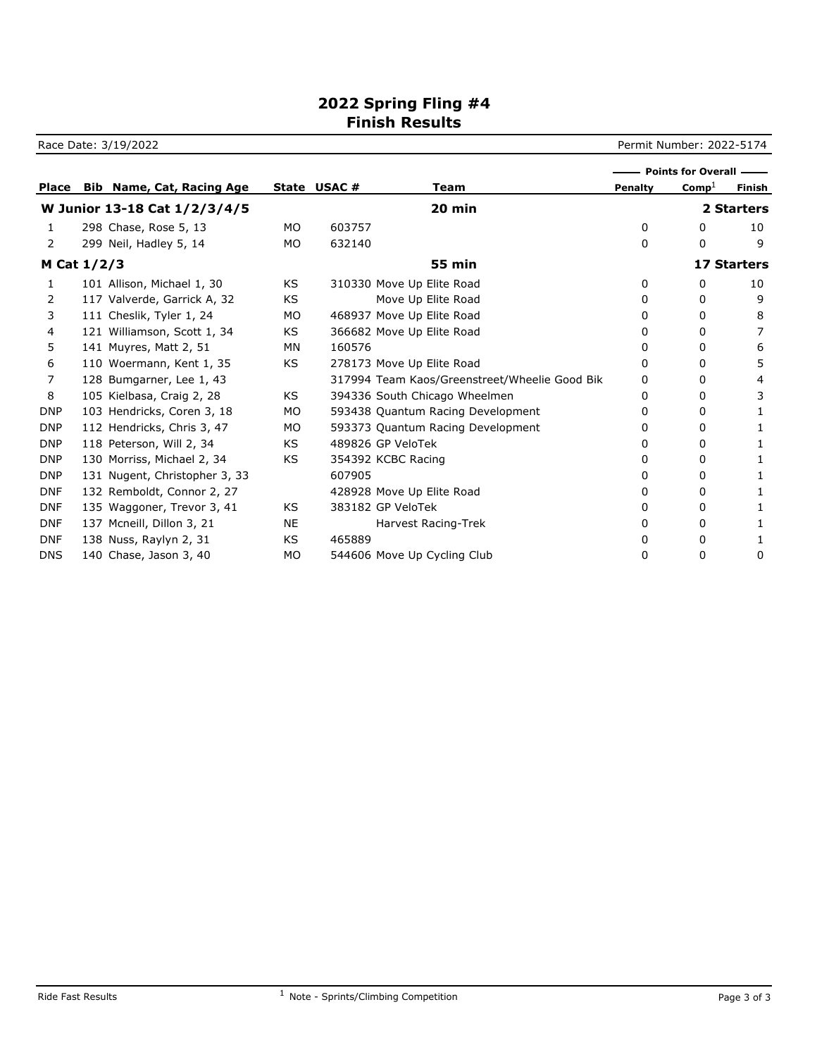# 2022 Spring Fling #4
## Finish Results

Race Date: 3/19/2022 | Permit Number: 2022-5174

| Place | Bib | Name, Cat, Racing Age | State | USAC # | Team | Points for Overall Penalty | Comp[1] | Finish |
|---|---|---|---|---|---|---|---|---|
| **W Junior 13-18 Cat 1/2/3/4/5** | | | | | **20 min** | | | **2 Starters** |
| 1 | 298 | Chase, Rose 5, 13 | MO | 603757 | | 0 | 0 | 10 |
| 2 | 299 | Neil, Hadley 5, 14 | MO | 632140 | | 0 | 0 | 9 |
| **M Cat 1/2/3** | | | | | **55 min** | | | **17 Starters** |
| 1 | 101 | Allison, Michael 1, 30 | KS | 310330 | Move Up Elite Road | 0 | 0 | 10 |
| 2 | 117 | Valverde, Garrick A, 32 | KS | | Move Up Elite Road | 0 | 0 | 9 |
| 3 | 111 | Cheslik, Tyler 1, 24 | MO | 468937 | Move Up Elite Road | 0 | 0 | 8 |
| 4 | 121 | Williamson, Scott 1, 34 | KS | 366682 | Move Up Elite Road | 0 | 0 | 7 |
| 5 | 141 | Muyres, Matt 2, 51 | MN | 160576 | | 0 | 0 | 6 |
| 6 | 110 | Woermann, Kent 1, 35 | KS | 278173 | Move Up Elite Road | 0 | 0 | 5 |
| 7 | 128 | Bumgarner, Lee 1, 43 | | 317994 | Team Kaos/Greenstreet/Wheelie Good Bik | 0 | 0 | 4 |
| 8 | 105 | Kielbasa, Craig 2, 28 | KS | 394336 | South Chicago Wheelmen | 0 | 0 | 3 |
| DNP | 103 | Hendricks, Coren 3, 18 | MO | 593438 | Quantum Racing Development | 0 | 0 | 1 |
| DNP | 112 | Hendricks, Chris 3, 47 | MO | 593373 | Quantum Racing Development | 0 | 0 | 1 |
| DNP | 118 | Peterson, Will 2, 34 | KS | 489826 | GP VeloTek | 0 | 0 | 1 |
| DNP | 130 | Morriss, Michael 2, 34 | KS | 354392 | KCBC Racing | 0 | 0 | 1 |
| DNP | 131 | Nugent, Christopher 3, 33 | | 607905 | | 0 | 0 | 1 |
| DNF | 132 | Remboldt, Connor 2, 27 | | 428928 | Move Up Elite Road | 0 | 0 | 1 |
| DNF | 135 | Waggoner, Trevor 3, 41 | KS | 383182 | GP VeloTek | 0 | 0 | 1 |
| DNF | 137 | Mcneill, Dillon 3, 21 | NE | | Harvest Racing-Trek | 0 | 0 | 1 |
| DNF | 138 | Nuss, Raylyn 2, 31 | KS | 465889 | | 0 | 0 | 1 |
| DNS | 140 | Chase, Jason 3, 40 | MO | 544606 | Move Up Cycling Club | 0 | 0 | 0 |

Ride Fast Results

[1] Note - Sprints/Climbing Competition